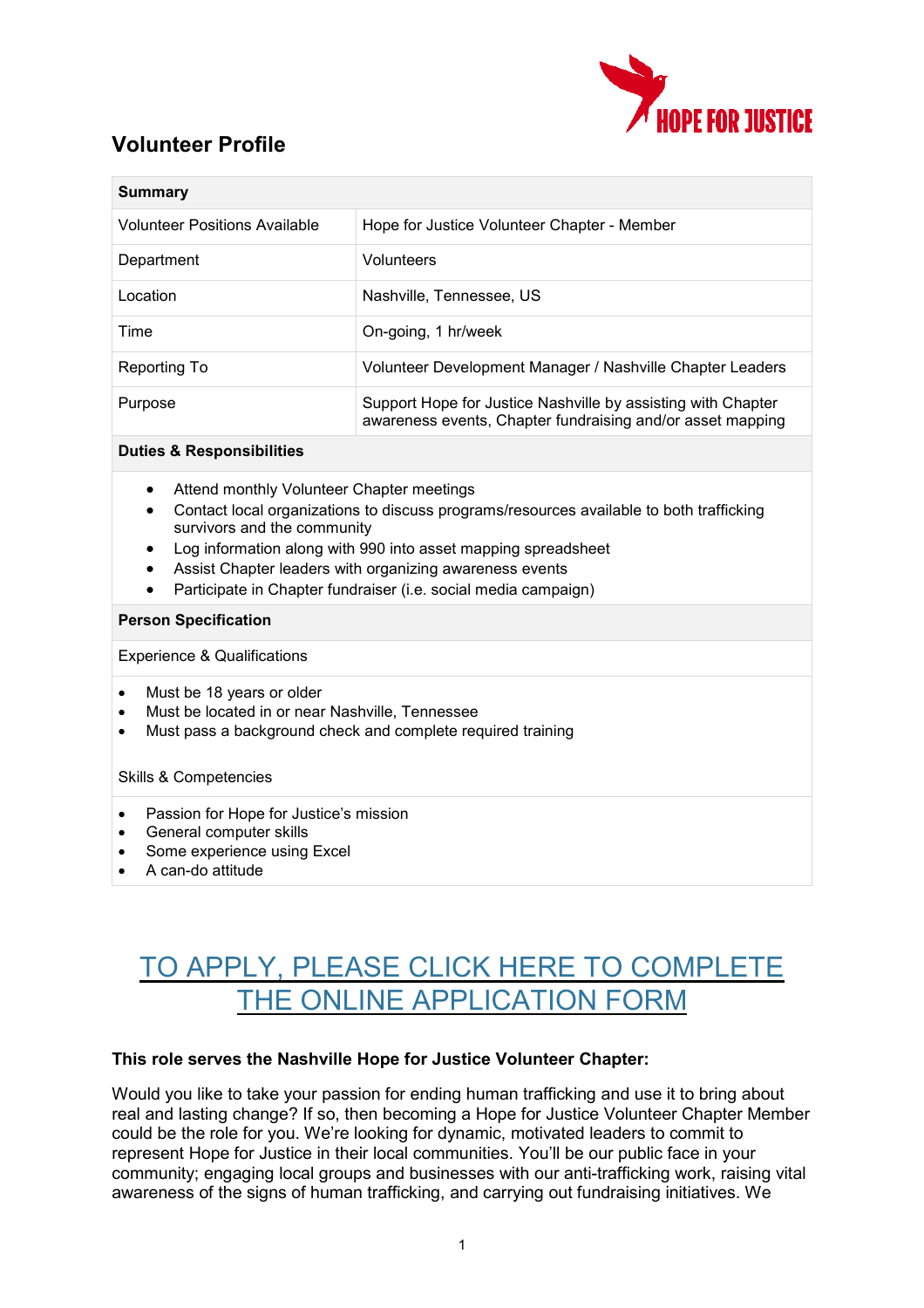# Volunteer Profile

| Summary | |
|---|---|
| Volunteer Positions Available | Hope for Justice Volunteer Chapter - Member |
| Department | Volunteers |
| Location | Nashville, Tennessee, US |
| Time | On-going, 1 hr/week |
| Reporting To | Volunteer Development Manager / Nashville Chapter Leaders |
| Purpose | Support Hope for Justice Nashville by assisting with Chapter awareness events, Chapter fundraising and/or asset mapping |

**Duties & Responsibilities**

- Attend monthly Volunteer Chapter meetings
- Contact local organizations to discuss programs/resources available to both trafficking survivors and the community
- Log information along with 990 into asset mapping spreadsheet
- Assist Chapter leaders with organizing awareness events
- Participate in Chapter fundraiser (i.e. social media campaign)

**Person Specification**

Experience & Qualifications

- Must be 18 years or older
- Must be located in or near Nashville, Tennessee
- Must pass a background check and complete required training

Skills & Competencies

- Passion for Hope for Justice's mission
- General computer skills
- Some experience using Excel
- A can-do attitude

## TO APPLY, PLEASE CLICK HERE TO COMPLETE THE ONLINE APPLICATION FORM

**This role serves the Nashville Hope for Justice Volunteer Chapter:**

Would you like to take your passion for ending human trafficking and use it to bring about real and lasting change? If so, then becoming a Hope for Justice Volunteer Chapter Member could be the role for you. We're looking for dynamic, motivated leaders to commit to represent Hope for Justice in their local communities. You'll be our public face in your community; engaging local groups and businesses with our anti-trafficking work, raising vital awareness of the signs of human trafficking, and carrying out fundraising initiatives. We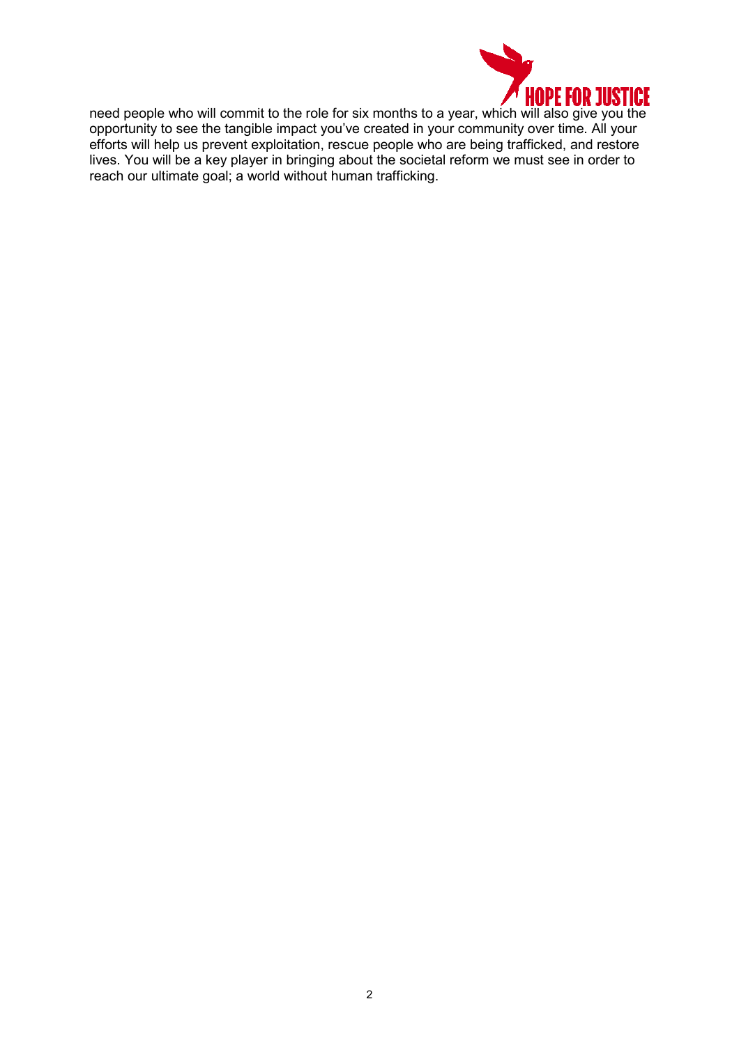need people who will commit to the role for six months to a year, which will also give you the opportunity to see the tangible impact you've created in your community over time. All your efforts will help us prevent exploitation, rescue people who are being trafficked, and restore lives. You will be a key player in bringing about the societal reform we must see in order to reach our ultimate goal; a world without human trafficking.